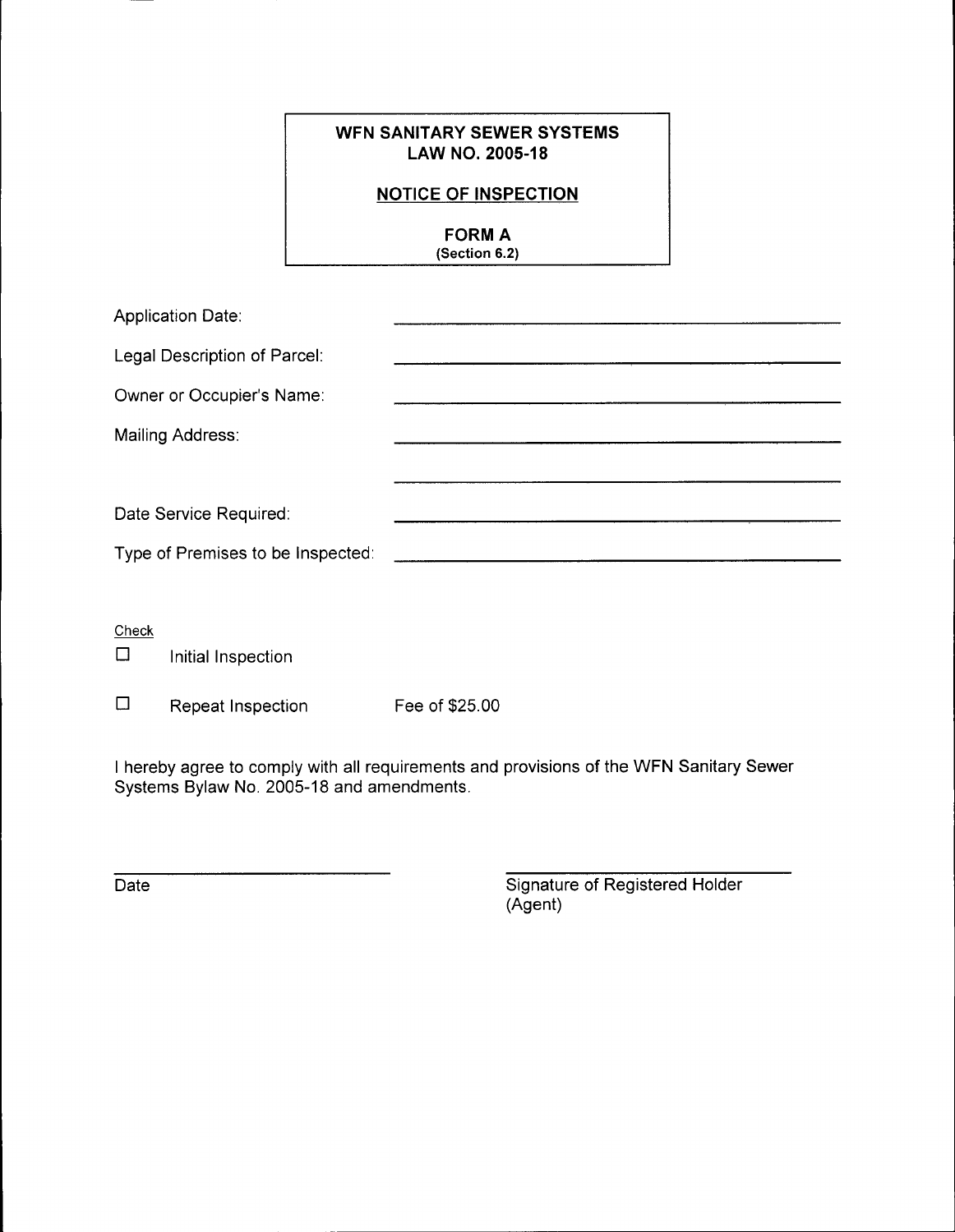**WFN SANITARY SEWER SYSTEMS**
**LAW NO. 2005-18**

**NOTICE OF INSPECTION**

**FORM A**
**(Section 6.2)**

Application Date: ______________________________

Legal Description of Parcel: ______________________________

Owner or Occupier's Name: ______________________________

Mailing Address: ______________________________

______________________________

Date Service Required: ______________________________

Type of Premises to be Inspected: ______________________________

Check

☐ Initial Inspection

☐ Repeat Inspection Fee of $25.00

I hereby agree to comply with all requirements and provisions of the WFN Sanitary Sewer Systems Bylaw No. 2005-18 and amendments.

______________________________
Date

______________________________
Signature of Registered Holder
(Agent)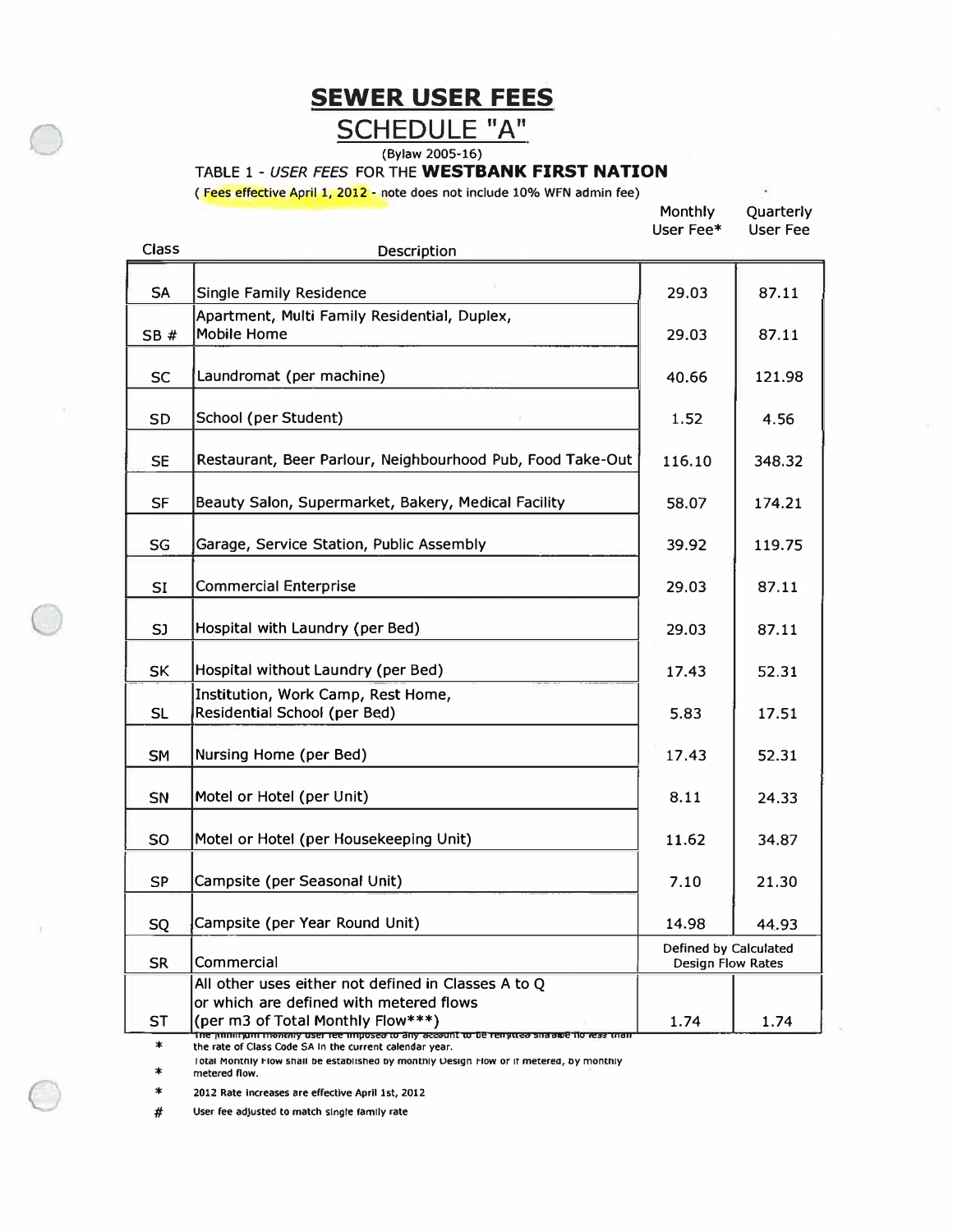# SEWER USER FEES

## SCHEDULE "A"

(Bylaw 2005-16)

TABLE 1 - *USER FEES* FOR THE **WESTBANK FIRST NATION**

( Fees effective April 1, 2012 - note does not include 10% WFN admin fee)

| Class | Description | Monthly User Fee* | Quarterly User Fee |
|---|---|---|---|
| SA | Single Family Residence | 29.03 | 87.11 |
| SB # | Apartment, Multi Family Residential, Duplex, Mobile Home | 29.03 | 87.11 |
| SC | Laundromat (per machine) | 40.66 | 121.98 |
| SD | School (per Student) | 1.52 | 4.56 |
| SE | Restaurant, Beer Parlour, Neighbourhood Pub, Food Take-Out | 116.10 | 348.32 |
| SF | Beauty Salon, Supermarket, Bakery, Medical Facility | 58.07 | 174.21 |
| SG | Garage, Service Station, Public Assembly | 39.92 | 119.75 |
| SI | Commercial Enterprise | 29.03 | 87.11 |
| SJ | Hospital with Laundry (per Bed) | 29.03 | 87.11 |
| SK | Hospital without Laundry (per Bed) | 17.43 | 52.31 |
| SL | Institution, Work Camp, Rest Home, Residential School (per Bed) | 5.83 | 17.51 |
| SM | Nursing Home (per Bed) | 17.43 | 52.31 |
| SN | Motel or Hotel (per Unit) | 8.11 | 24.33 |
| SO | Motel or Hotel (per Housekeeping Unit) | 11.62 | 34.87 |
| SP | Campsite (per Seasonal Unit) | 7.10 | 21.30 |
| SQ | Campsite (per Year Round Unit) | 14.98 | 44.93 |
| SR | Commercial | Defined by Calculated Design Flow Rates | |
| ST | All other uses either not defined in Classes A to Q or which are defined with metered flows (per m3 of Total Monthly Flow***) | 1.74 | 1.74 |

\* The minimum monthly user fee imposed to any account to be remitted shall be no less than the rate of Class Code SA in the current calendar year.

\* Total Monthly Flow shall be established by monthly Design Flow or if metered, by monthly metered flow.

\* 2012 Rate increases are effective April 1st, 2012

\# User fee adjusted to match single family rate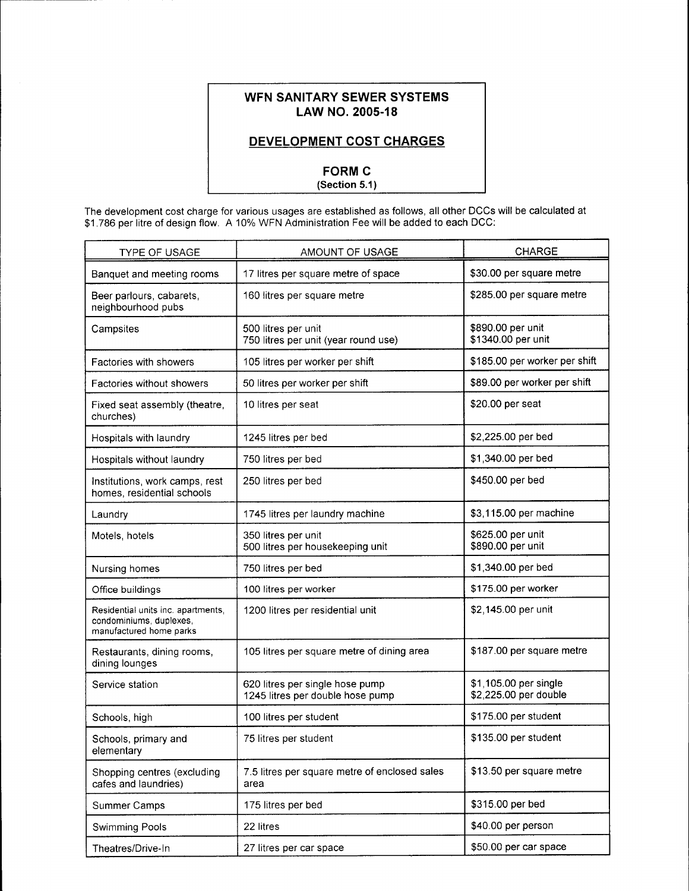**WFN SANITARY SEWER SYSTEMS**
**LAW NO. 2005-18**

**DEVELOPMENT COST CHARGES**

**FORM C**
**(Section 5.1)**

The development cost charge for various usages are established as follows, all other DCCs will be calculated at \$1.786 per litre of design flow. A 10% WFN Administration Fee will be added to each DCC:

| TYPE OF USAGE | AMOUNT OF USAGE | CHARGE |
|---|---|---|
| Banquet and meeting rooms | 17 litres per square metre of space | \$30.00 per square metre |
| Beer parlours, cabarets, neighbourhood pubs | 160 litres per square metre | \$285.00 per square metre |
| Campsites | 500 litres per unit<br>750 litres per unit (year round use) | \$890.00 per unit<br>\$1340.00 per unit |
| Factories with showers | 105 litres per worker per shift | \$185.00 per worker per shift |
| Factories without showers | 50 litres per worker per shift | \$89.00 per worker per shift |
| Fixed seat assembly (theatre, churches) | 10 litres per seat | \$20.00 per seat |
| Hospitals with laundry | 1245 litres per bed | \$2,225.00 per bed |
| Hospitals without laundry | 750 litres per bed | \$1,340.00 per bed |
| Institutions, work camps, rest homes, residential schools | 250 litres per bed | \$450.00 per bed |
| Laundry | 1745 litres per laundry machine | \$3,115.00 per machine |
| Motels, hotels | 350 litres per unit<br>500 litres per housekeeping unit | \$625.00 per unit<br>\$890.00 per unit |
| Nursing homes | 750 litres per bed | \$1,340.00 per bed |
| Office buildings | 100 litres per worker | \$175.00 per worker |
| Residential units inc. apartments, condominiums, duplexes, manufactured home parks | 1200 litres per residential unit | \$2,145.00 per unit |
| Restaurants, dining rooms, dining lounges | 105 litres per square metre of dining area | \$187.00 per square metre |
| Service station | 620 litres per single hose pump<br>1245 litres per double hose pump | \$1,105.00 per single<br>\$2,225.00 per double |
| Schools, high | 100 litres per student | \$175.00 per student |
| Schools, primary and elementary | 75 litres per student | \$135.00 per student |
| Shopping centres (excluding cafes and laundries) | 7.5 litres per square metre of enclosed sales area | \$13.50 per square metre |
| Summer Camps | 175 litres per bed | \$315.00 per bed |
| Swimming Pools | 22 litres | \$40.00 per person |
| Theatres/Drive-In | 27 litres per car space | \$50.00 per car space |